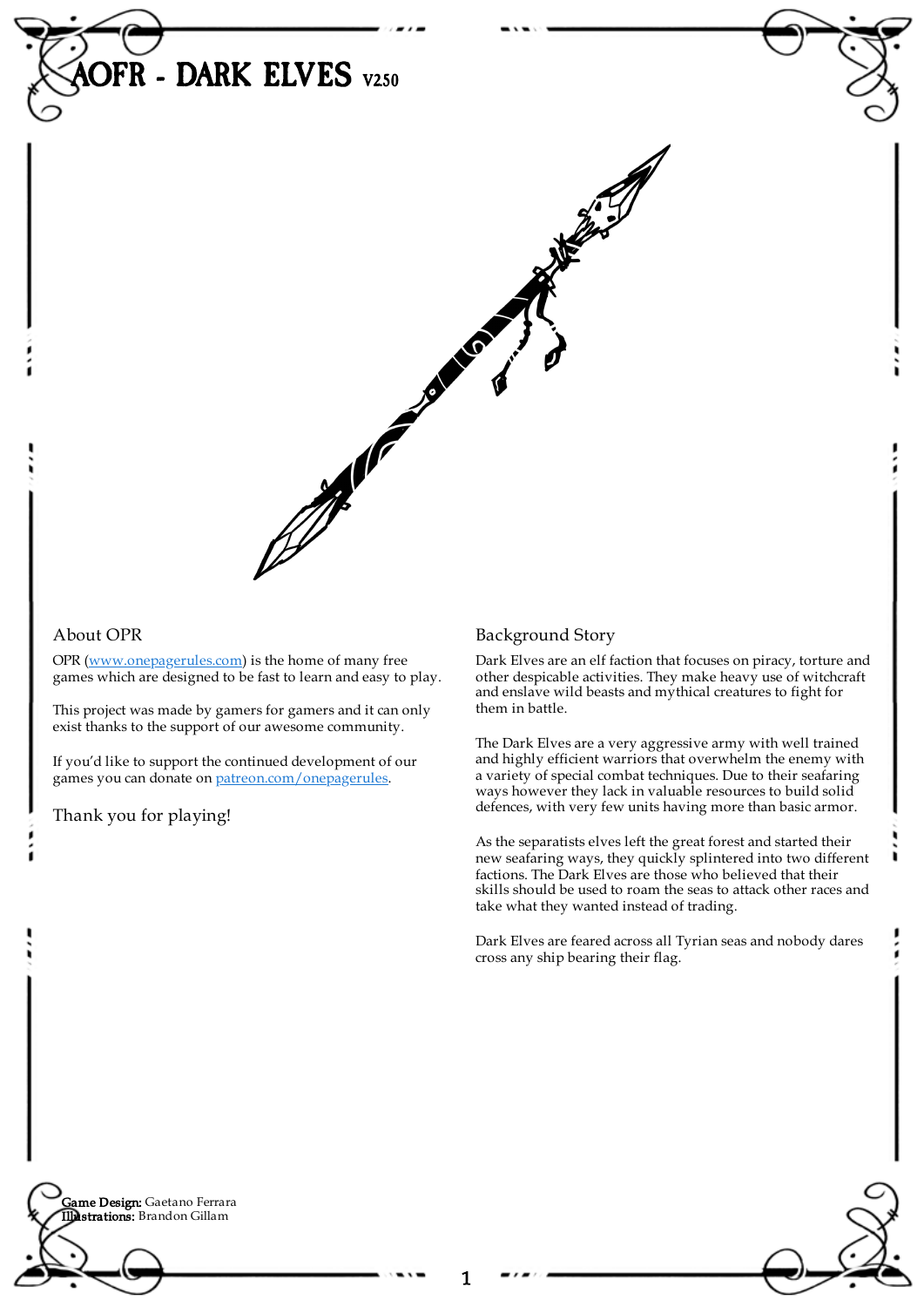# AOFR - DARK ELVES V2.50

## About OPR

OPR (www.onepagerules.com) is the home of many free games which are designed to be fast to learn and easy to play.

This project was made by gamers for gamers and it can only exist thanks to the support of our awesome community.

If you'd like to support the continued development of our games you can donate on patreon.com/onepagerules.

Thank you for playing!

## Background Story

Dark Elves are an elf faction that focuses on piracy, torture and other despicable activities. They make heavy use of witchcraft and enslave wild beasts and mythical creatures to fight for them in battle.

The Dark Elves are a very aggressive army with well trained and highly efficient warriors that overwhelm the enemy with a variety of special combat techniques. Due to their seafaring ways however they lack in valuable resources to build solid defences, with very few units having more than basic armor.

As the separatists elves left the great forest and started their new seafaring ways, they quickly splintered into two different factions. The Dark Elves are those who believed that their skills should be used to roam the seas to attack other races and take what they wanted instead of trading.

Dark Elves are feared across all Tyrian seas and nobody dares cross any ship bearing their flag.

**Game Design:** Gaetano Ferrara
**Illustrations:** Brandon Gillam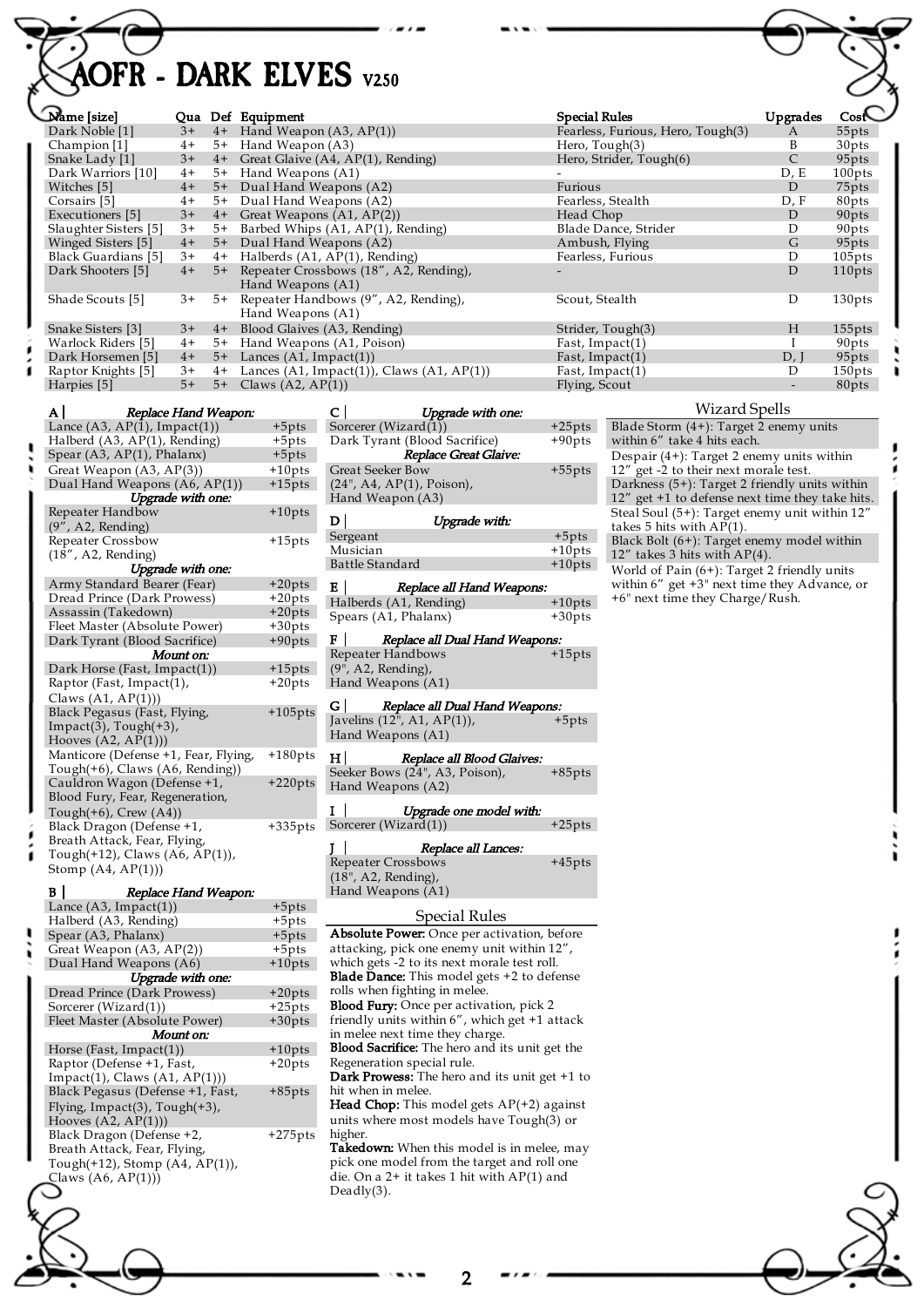# AOFR - DARK ELVES v2.50

| Name [size] | Qua | Def | Equipment | Special Rules | Upgrades | Cost |
|---|---|---|---|---|---|---|
| Dark Noble [1] | 3+ | 4+ | Hand Weapon (A3, AP(1)) | Fearless, Furious, Hero, Tough(3) | A | 55pts |
| Champion [1] | 4+ | 5+ | Hand Weapon (A3) | Hero, Tough(3) | B | 30pts |
| Snake Lady [1] | 3+ | 4+ | Great Glaive (A4, AP(1), Rending) | Hero, Strider, Tough(6) | C | 95pts |
| Dark Warriors [10] | 4+ | 5+ | Hand Weapons (A1) | - | D, E | 100pts |
| Witches [5] | 4+ | 5+ | Dual Hand Weapons (A2) | Furious | D | 75pts |
| Corsairs [5] | 4+ | 5+ | Dual Hand Weapons (A2) | Fearless, Stealth | D, F | 80pts |
| Executioners [5] | 3+ | 4+ | Great Weapons (A1, AP(2)) | Head Chop | D | 90pts |
| Slaughter Sisters [5] | 3+ | 5+ | Barbed Whips (A1, AP(1), Rending) | Blade Dance, Strider | D | 90pts |
| Winged Sisters [5] | 4+ | 5+ | Dual Hand Weapons (A2) | Ambush, Flying | G | 95pts |
| Black Guardians [5] | 3+ | 4+ | Halberds (A1, AP(1), Rending) | Fearless, Furious | D | 105pts |
| Dark Shooters [5] | 4+ | 5+ | Repeater Crossbows (18", A2, Rending), Hand Weapons (A1) | - | D | 110pts |
| Shade Scouts [5] | 3+ | 5+ | Repeater Handbows (9", A2, Rending), Hand Weapons (A1) | Scout, Stealth | D | 130pts |
| Snake Sisters [3] | 3+ | 4+ | Blood Glaives (A3, Rending) | Strider, Tough(3) | H | 155pts |
| Warlock Riders [5] | 4+ | 5+ | Hand Weapons (A1, Poison) | Fast, Impact(1) | I | 90pts |
| Dark Horsemen [5] | 4+ | 5+ | Lances (A1, Impact(1)) | Fast, Impact(1) | D, J | 95pts |
| Raptor Knights [5] | 3+ | 4+ | Lances (A1, Impact(1)), Claws (A1, AP(1)) | Fast, Impact(1) | D | 150pts |
| Harpies [5] | 5+ | 5+ | Claws (A2, AP(1)) | Flying, Scout | - | 80pts |

| A | |
|---|---|
| ***Replace Hand Weapon:*** | |
| Lance (A3, AP(1), Impact(1)) | +5pts |
| Halberd (A3, AP(1), Rending) | +5pts |
| Spear (A3, AP(1), Phalanx) | +5pts |
| Great Weapon (A3, AP(3)) | +10pts |
| Dual Hand Weapons (A6, AP(1)) | +15pts |
| ***Upgrade with one:*** | |
| Repeater Handbow (9", A2, Rending) | +10pts |
| Repeater Crossbow (18", A2, Rending) | +15pts |
| ***Upgrade with one:*** | |
| Army Standard Bearer (Fear) | +20pts |
| Dread Prince (Dark Prowess) | +20pts |
| Assassin (Takedown) | +20pts |
| Fleet Master (Absolute Power) | +30pts |
| Dark Tyrant (Blood Sacrifice) | +90pts |
| ***Mount on:*** | |
| Dark Horse (Fast, Impact(1)) | +15pts |
| Raptor (Fast, Impact(1), Claws (A1, AP(1))) | +20pts |
| Black Pegasus (Fast, Flying, Impact(3), Tough(+3), Hooves (A2, AP(1))) | +105pts |
| Manticore (Defense +1, Fear, Flying, Tough(+6), Claws (A6, Rending)) | +180pts |
| Cauldron Wagon (Defense +1, Blood Fury, Fear, Regeneration, Tough(+6), Crew (A4)) | +220pts |
| Black Dragon (Defense +1, Breath Attack, Fear, Flying, Tough(+12), Claws (A6, AP(1)), Stomp (A4, AP(1))) | +335pts |

| B | |
|---|---|
| ***Replace Hand Weapon:*** | |
| Lance (A3, Impact(1)) | +5pts |
| Halberd (A3, Rending) | +5pts |
| Spear (A3, Phalanx) | +5pts |
| Great Weapon (A3, AP(2)) | +5pts |
| Dual Hand Weapons (A6) | +10pts |
| ***Upgrade with one:*** | |
| Dread Prince (Dark Prowess) | +20pts |
| Sorcerer (Wizard(1)) | +25pts |
| Fleet Master (Absolute Power) | +30pts |
| ***Mount on:*** | |
| Horse (Fast, Impact(1)) | +10pts |
| Raptor (Defense +1, Fast, Impact(1), Claws (A1, AP(1))) | +20pts |
| Black Pegasus (Defense +1, Fast, Flying, Impact(3), Tough(+3), Hooves (A2, AP(1))) | +85pts |
| Black Dragon (Defense +2, Breath Attack, Fear, Flying, Tough(+12), Stomp (A4, AP(1)), Claws (A6, AP(1))) | +275pts |

| C | |
|---|---|
| ***Upgrade with one:*** | |
| Sorcerer (Wizard(1)) | +25pts |
| Dark Tyrant (Blood Sacrifice) | +90pts |
| ***Replace Great Glaive:*** | |
| Great Seeker Bow (24", A4, AP(1), Poison), Hand Weapon (A3) | +55pts |

| D | |
|---|---|
| ***Upgrade with:*** | |
| Sergeant | +5pts |
| Musician | +10pts |
| Battle Standard | +10pts |

| E | |
|---|---|
| ***Replace all Hand Weapons:*** | |
| Halberds (A1, Rending) | +10pts |
| Spears (A1, Phalanx) | +30pts |

| F | |
|---|---|
| ***Replace all Dual Hand Weapons:*** | |
| Repeater Handbows (9", A2, Rending), Hand Weapons (A1) | +15pts |

| G | |
|---|---|
| ***Replace all Dual Hand Weapons:*** | |
| Javelins (12", A1, AP(1)), Hand Weapons (A1) | +5pts |

| H | |
|---|---|
| ***Replace all Blood Glaives:*** | |
| Seeker Bows (24", A3, Poison), Hand Weapons (A2) | +85pts |

| I | |
|---|---|
| ***Upgrade one model with:*** | |
| Sorcerer (Wizard(1)) | +25pts |

| J | |
|---|---|
| ***Replace all Lances:*** | |
| Repeater Crossbows (18", A2, Rending), Hand Weapons (A1) | +45pts |

## Special Rules

**Absolute Power:** Once per activation, before attacking, pick one enemy unit within 12", which gets -2 to its next morale test roll.

**Blade Dance:** This model gets +2 to defense rolls when fighting in melee.

**Blood Fury:** Once per activation, pick 2 friendly units within 6", which get +1 attack in melee next time they charge.

**Blood Sacrifice:** The hero and its unit get the Regeneration special rule.

**Dark Prowess:** The hero and its unit get +1 to hit when in melee.

**Head Chop:** This model gets AP(+2) against units where most models have Tough(3) or higher.

**Takedown:** When this model is in melee, may pick one model from the target and roll one die. On a 2+ it takes 1 hit with AP(1) and Deadly(3).

## Wizard Spells

- Blade Storm (4+): Target 2 enemy units within 6" take 4 hits each.
- Despair (4+): Target 2 enemy units within 12" get -2 to their next morale test.
- Darkness (5+): Target 2 friendly units within 12" get +1 to defense next time they take hits.
- Steal Soul (5+): Target enemy unit within 12" takes 5 hits with AP(1).
- Black Bolt (6+): Target enemy model within 12" takes 3 hits with AP(4).
- World of Pain (6+): Target 2 friendly units within 6" get +3" next time they Advance, or +6" next time they Charge/Rush.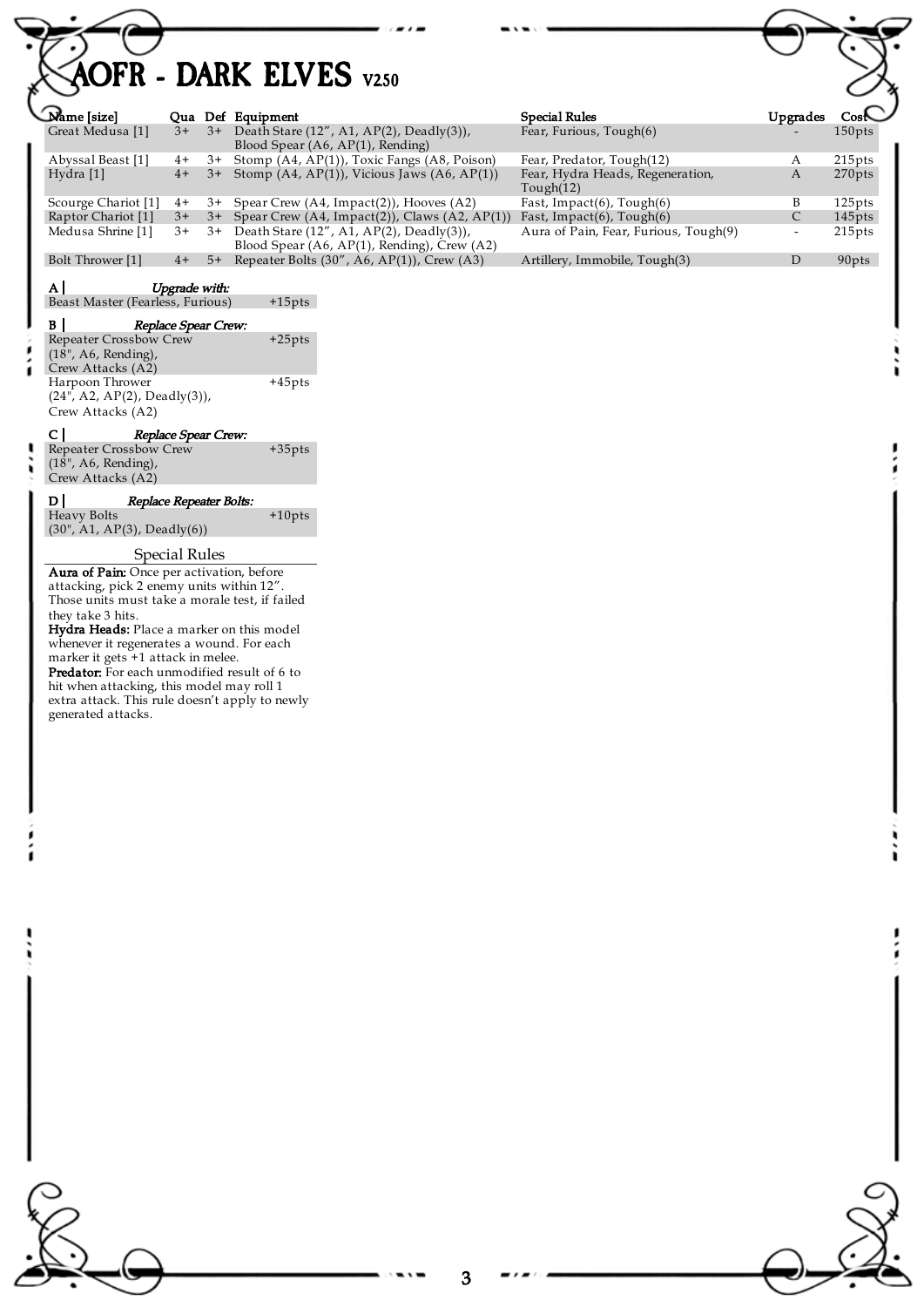# AOFR - DARK ELVES V2.50

| Name [size] | Qua | Def | Equipment | Special Rules | Upgrades | Cost |
|---|---|---|---|---|---|---|
| Great Medusa [1] | 3+ | 3+ | Death Stare (12", A1, AP(2), Deadly(3)), Blood Spear (A6, AP(1), Rending) | Fear, Furious, Tough(6) | - | 150pts |
| Abyssal Beast [1] | 4+ | 3+ | Stomp (A4, AP(1)), Toxic Fangs (A8, Poison) | Fear, Predator, Tough(12) | A | 215pts |
| Hydra [1] | 4+ | 3+ | Stomp (A4, AP(1)), Vicious Jaws (A6, AP(1)) | Fear, Hydra Heads, Regeneration, Tough(12) | A | 270pts |
| Scourge Chariot [1] | 4+ | 3+ | Spear Crew (A4, Impact(2)), Hooves (A2) | Fast, Impact(6), Tough(6) | B | 125pts |
| Raptor Chariot [1] | 3+ | 3+ | Spear Crew (A4, Impact(2)), Claws (A2, AP(1)) | Fast, Impact(6), Tough(6) | C | 145pts |
| Medusa Shrine [1] | 3+ | 3+ | Death Stare (12", A1, AP(2), Deadly(3)), Blood Spear (A6, AP(1), Rending), Crew (A2) | Aura of Pain, Fear, Furious, Tough(9) | - | 215pts |
| Bolt Thrower [1] | 4+ | 5+ | Repeater Bolts (30", A6, AP(1)), Crew (A3) | Artillery, Immobile, Tough(3) | D | 90pts |

| A | *Upgrade with:* | |
|---|---|---|
| Beast Master (Fearless, Furious) | | +15pts |

| B | *Replace Spear Crew:* | |
|---|---|---|
| Repeater Crossbow Crew (18", A6, Rending), Crew Attacks (A2) | | +25pts |
| Harpoon Thrower (24", A2, AP(2), Deadly(3)), Crew Attacks (A2) | | +45pts |

| C | *Replace Spear Crew:* | |
|---|---|---|
| Repeater Crossbow Crew (18", A6, Rending), Crew Attacks (A2) | | +35pts |

| D | *Replace Repeater Bolts:* | |
|---|---|---|
| Heavy Bolts (30", A1, AP(3), Deadly(6)) | | +10pts |

## Special Rules

**Aura of Pain:** Once per activation, before attacking, pick 2 enemy units within 12". Those units must take a morale test, if failed they take 3 hits.

**Hydra Heads:** Place a marker on this model whenever it regenerates a wound. For each marker it gets +1 attack in melee.

**Predator:** For each unmodified result of 6 to hit when attacking, this model may roll 1 extra attack. This rule doesn't apply to newly generated attacks.